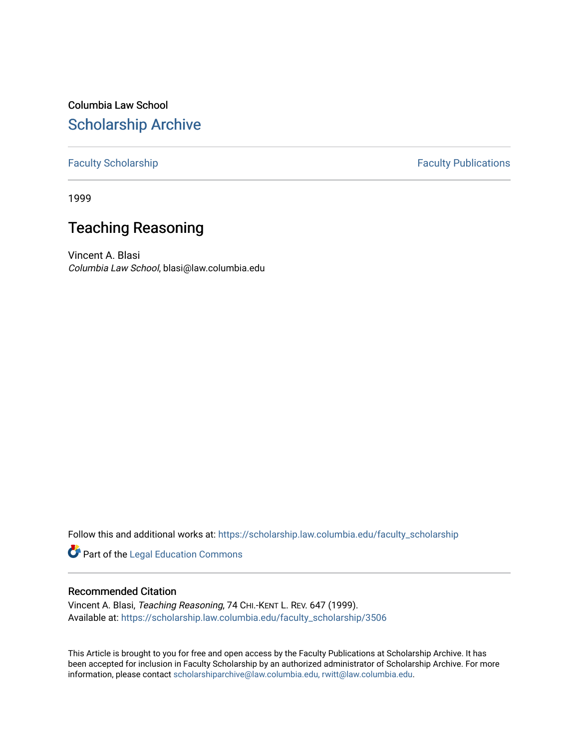Columbia Law School

# Scholarship Archive

Faculty Scholarship | Faculty Publications

1999

## Teaching Reasoning

Vincent A. Blasi
*Columbia Law School*, blasi@law.columbia.edu

Follow this and additional works at: https://scholarship.law.columbia.edu/faculty_scholarship

Part of the Legal Education Commons

### Recommended Citation

Vincent A. Blasi, *Teaching Reasoning*, 74 CHI.-KENT L. REV. 647 (1999).
Available at: https://scholarship.law.columbia.edu/faculty_scholarship/3506

This Article is brought to you for free and open access by the Faculty Publications at Scholarship Archive. It has been accepted for inclusion in Faculty Scholarship by an authorized administrator of Scholarship Archive. For more information, please contact scholarshiparchive@law.columbia.edu, rwitt@law.columbia.edu.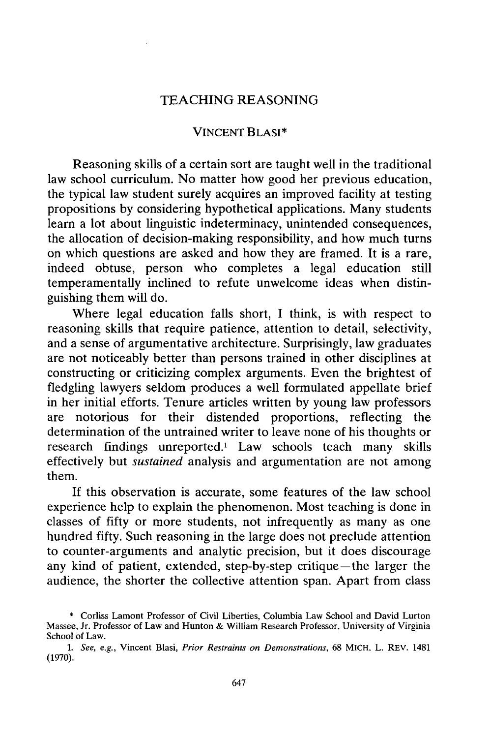# TEACHING REASONING

VINCENT BLASI*

Reasoning skills of a certain sort are taught well in the traditional law school curriculum. No matter how good her previous education, the typical law student surely acquires an improved facility at testing propositions by considering hypothetical applications. Many students learn a lot about linguistic indeterminacy, unintended consequences, the allocation of decision-making responsibility, and how much turns on which questions are asked and how they are framed. It is a rare, indeed obtuse, person who completes a legal education still temperamentally inclined to refute unwelcome ideas when distinguishing them will do.

Where legal education falls short, I think, is with respect to reasoning skills that require patience, attention to detail, selectivity, and a sense of argumentative architecture. Surprisingly, law graduates are not noticeably better than persons trained in other disciplines at constructing or criticizing complex arguments. Even the brightest of fledgling lawyers seldom produces a well formulated appellate brief in her initial efforts. Tenure articles written by young law professors are notorious for their distended proportions, reflecting the determination of the untrained writer to leave none of his thoughts or research findings unreported.[1] Law schools teach many skills effectively but *sustained* analysis and argumentation are not among them.

If this observation is accurate, some features of the law school experience help to explain the phenomenon. Most teaching is done in classes of fifty or more students, not infrequently as many as one hundred fifty. Such reasoning in the large does not preclude attention to counter-arguments and analytic precision, but it does discourage any kind of patient, extended, step-by-step critique—the larger the audience, the shorter the collective attention span. Apart from class

\* Corliss Lamont Professor of Civil Liberties, Columbia Law School and David Lurton Massee, Jr. Professor of Law and Hunton & William Research Professor, University of Virginia School of Law.

1. *See, e.g.*, Vincent Blasi, *Prior Restraints on Demonstrations*, 68 MICH. L. REV. 1481 (1970).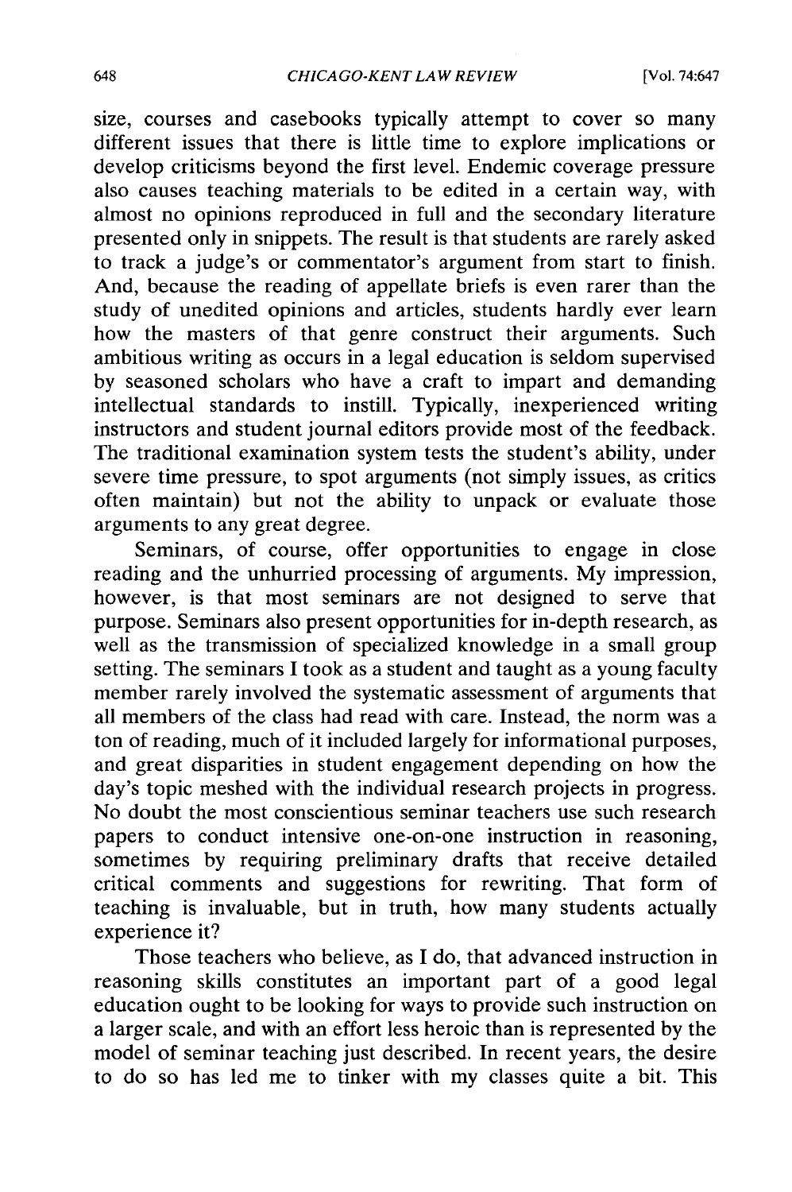size, courses and casebooks typically attempt to cover so many different issues that there is little time to explore implications or develop criticisms beyond the first level. Endemic coverage pressure also causes teaching materials to be edited in a certain way, with almost no opinions reproduced in full and the secondary literature presented only in snippets. The result is that students are rarely asked to track a judge's or commentator's argument from start to finish. And, because the reading of appellate briefs is even rarer than the study of unedited opinions and articles, students hardly ever learn how the masters of that genre construct their arguments. Such ambitious writing as occurs in a legal education is seldom supervised by seasoned scholars who have a craft to impart and demanding intellectual standards to instill. Typically, inexperienced writing instructors and student journal editors provide most of the feedback. The traditional examination system tests the student's ability, under severe time pressure, to spot arguments (not simply issues, as critics often maintain) but not the ability to unpack or evaluate those arguments to any great degree.

Seminars, of course, offer opportunities to engage in close reading and the unhurried processing of arguments. My impression, however, is that most seminars are not designed to serve that purpose. Seminars also present opportunities for in-depth research, as well as the transmission of specialized knowledge in a small group setting. The seminars I took as a student and taught as a young faculty member rarely involved the systematic assessment of arguments that all members of the class had read with care. Instead, the norm was a ton of reading, much of it included largely for informational purposes, and great disparities in student engagement depending on how the day's topic meshed with the individual research projects in progress. No doubt the most conscientious seminar teachers use such research papers to conduct intensive one-on-one instruction in reasoning, sometimes by requiring preliminary drafts that receive detailed critical comments and suggestions for rewriting. That form of teaching is invaluable, but in truth, how many students actually experience it?

Those teachers who believe, as I do, that advanced instruction in reasoning skills constitutes an important part of a good legal education ought to be looking for ways to provide such instruction on a larger scale, and with an effort less heroic than is represented by the model of seminar teaching just described. In recent years, the desire to do so has led me to tinker with my classes quite a bit. This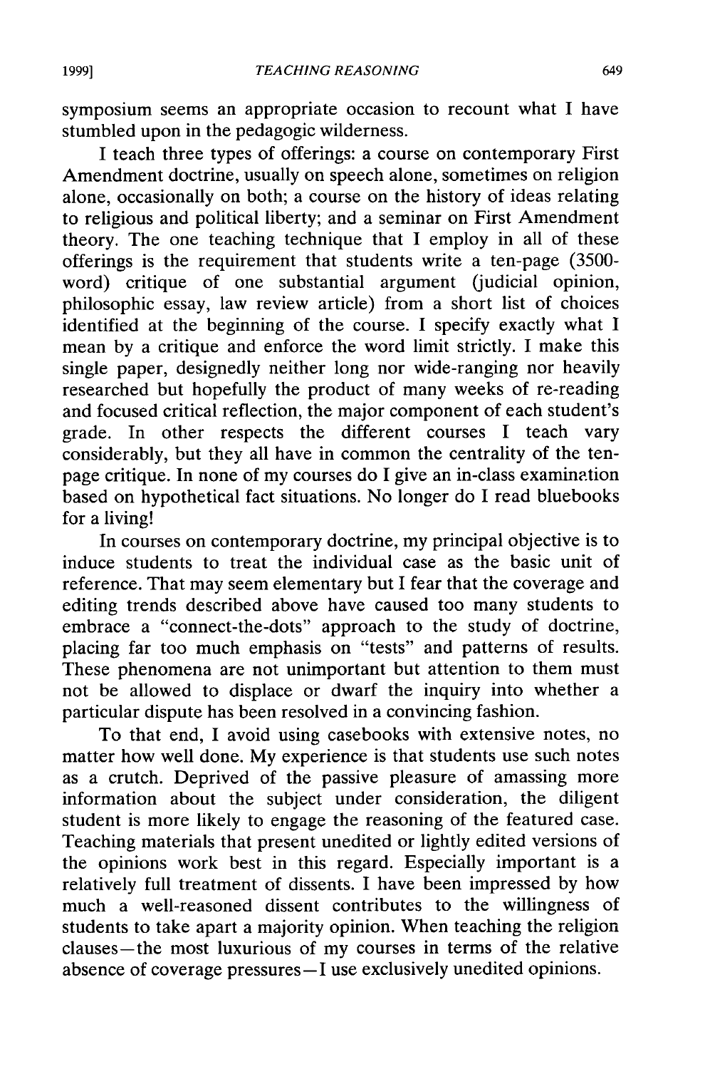symposium seems an appropriate occasion to recount what I have stumbled upon in the pedagogic wilderness.

I teach three types of offerings: a course on contemporary First Amendment doctrine, usually on speech alone, sometimes on religion alone, occasionally on both; a course on the history of ideas relating to religious and political liberty; and a seminar on First Amendment theory. The one teaching technique that I employ in all of these offerings is the requirement that students write a ten-page (3500-word) critique of one substantial argument (judicial opinion, philosophic essay, law review article) from a short list of choices identified at the beginning of the course. I specify exactly what I mean by a critique and enforce the word limit strictly. I make this single paper, designedly neither long nor wide-ranging nor heavily researched but hopefully the product of many weeks of re-reading and focused critical reflection, the major component of each student's grade. In other respects the different courses I teach vary considerably, but they all have in common the centrality of the ten-page critique. In none of my courses do I give an in-class examination based on hypothetical fact situations. No longer do I read bluebooks for a living!

In courses on contemporary doctrine, my principal objective is to induce students to treat the individual case as the basic unit of reference. That may seem elementary but I fear that the coverage and editing trends described above have caused too many students to embrace a "connect-the-dots" approach to the study of doctrine, placing far too much emphasis on "tests" and patterns of results. These phenomena are not unimportant but attention to them must not be allowed to displace or dwarf the inquiry into whether a particular dispute has been resolved in a convincing fashion.

To that end, I avoid using casebooks with extensive notes, no matter how well done. My experience is that students use such notes as a crutch. Deprived of the passive pleasure of amassing more information about the subject under consideration, the diligent student is more likely to engage the reasoning of the featured case. Teaching materials that present unedited or lightly edited versions of the opinions work best in this regard. Especially important is a relatively full treatment of dissents. I have been impressed by how much a well-reasoned dissent contributes to the willingness of students to take apart a majority opinion. When teaching the religion clauses—the most luxurious of my courses in terms of the relative absence of coverage pressures—I use exclusively unedited opinions.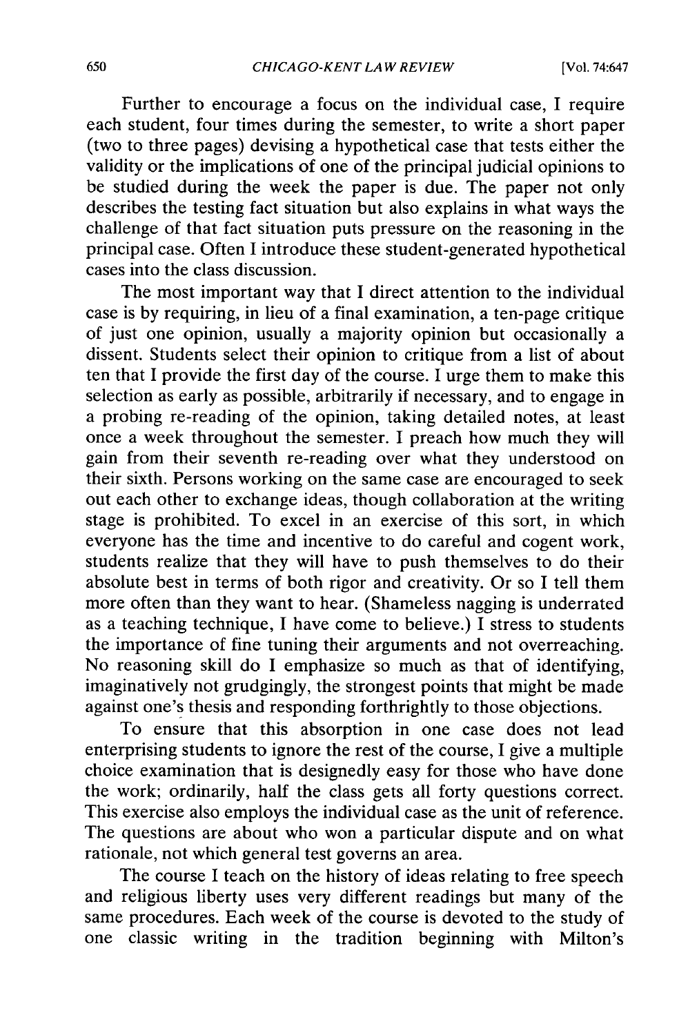Further to encourage a focus on the individual case, I require each student, four times during the semester, to write a short paper (two to three pages) devising a hypothetical case that tests either the validity or the implications of one of the principal judicial opinions to be studied during the week the paper is due. The paper not only describes the testing fact situation but also explains in what ways the challenge of that fact situation puts pressure on the reasoning in the principal case. Often I introduce these student-generated hypothetical cases into the class discussion.

The most important way that I direct attention to the individual case is by requiring, in lieu of a final examination, a ten-page critique of just one opinion, usually a majority opinion but occasionally a dissent. Students select their opinion to critique from a list of about ten that I provide the first day of the course. I urge them to make this selection as early as possible, arbitrarily if necessary, and to engage in a probing re-reading of the opinion, taking detailed notes, at least once a week throughout the semester. I preach how much they will gain from their seventh re-reading over what they understood on their sixth. Persons working on the same case are encouraged to seek out each other to exchange ideas, though collaboration at the writing stage is prohibited. To excel in an exercise of this sort, in which everyone has the time and incentive to do careful and cogent work, students realize that they will have to push themselves to do their absolute best in terms of both rigor and creativity. Or so I tell them more often than they want to hear. (Shameless nagging is underrated as a teaching technique, I have come to believe.) I stress to students the importance of fine tuning their arguments and not overreaching. No reasoning skill do I emphasize so much as that of identifying, imaginatively not grudgingly, the strongest points that might be made against one's thesis and responding forthrightly to those objections.

To ensure that this absorption in one case does not lead enterprising students to ignore the rest of the course, I give a multiple choice examination that is designedly easy for those who have done the work; ordinarily, half the class gets all forty questions correct. This exercise also employs the individual case as the unit of reference. The questions are about who won a particular dispute and on what rationale, not which general test governs an area.

The course I teach on the history of ideas relating to free speech and religious liberty uses very different readings but many of the same procedures. Each week of the course is devoted to the study of one classic writing in the tradition beginning with Milton's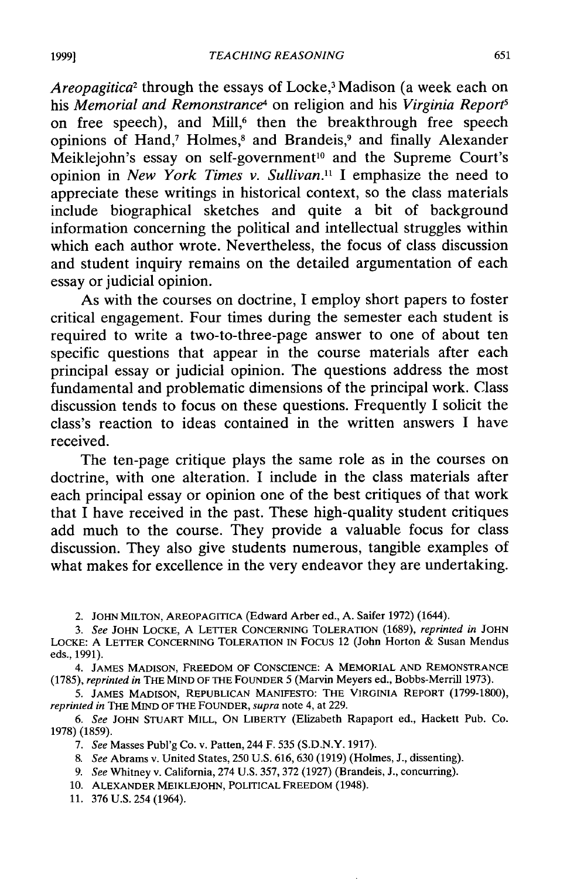*Areopagitica*[2] through the essays of Locke,[3] Madison (a week each on his *Memorial and Remonstrance*[4] on religion and his *Virginia Report*[5] on free speech), and Mill,[6] then the breakthrough free speech opinions of Hand,[7] Holmes,[8] and Brandeis,[9] and finally Alexander Meiklejohn's essay on self-government[10] and the Supreme Court's opinion in *New York Times v. Sullivan*.[11] I emphasize the need to appreciate these writings in historical context, so the class materials include biographical sketches and quite a bit of background information concerning the political and intellectual struggles within which each author wrote. Nevertheless, the focus of class discussion and student inquiry remains on the detailed argumentation of each essay or judicial opinion.

As with the courses on doctrine, I employ short papers to foster critical engagement. Four times during the semester each student is required to write a two-to-three-page answer to one of about ten specific questions that appear in the course materials after each principal essay or judicial opinion. The questions address the most fundamental and problematic dimensions of the principal work. Class discussion tends to focus on these questions. Frequently I solicit the class's reaction to ideas contained in the written answers I have received.

The ten-page critique plays the same role as in the courses on doctrine, with one alteration. I include in the class materials after each principal essay or opinion one of the best critiques of that work that I have received in the past. These high-quality student critiques add much to the course. They provide a valuable focus for class discussion. They also give students numerous, tangible examples of what makes for excellence in the very endeavor they are undertaking.

2. JOHN MILTON, AREOPAGITICA (Edward Arber ed., A. Saifer 1972) (1644).

3. *See* JOHN LOCKE, A LETTER CONCERNING TOLERATION (1689), *reprinted in* JOHN LOCKE: A LETTER CONCERNING TOLERATION IN FOCUS 12 (John Horton & Susan Mendus eds., 1991).

4. JAMES MADISON, FREEDOM OF CONSCIENCE: A MEMORIAL AND REMONSTRANCE (1785), *reprinted in* THE MIND OF THE FOUNDER 5 (Marvin Meyers ed., Bobbs-Merrill 1973).

5. JAMES MADISON, REPUBLICAN MANIFESTO: THE VIRGINIA REPORT (1799-1800), *reprinted in* THE MIND OF THE FOUNDER, *supra* note 4, at 229.

6. *See* JOHN STUART MILL, ON LIBERTY (Elizabeth Rapaport ed., Hackett Pub. Co. 1978) (1859).

7. *See* Masses Publ'g Co. v. Patten, 244 F. 535 (S.D.N.Y. 1917).

8. *See* Abrams v. United States, 250 U.S. 616, 630 (1919) (Holmes, J., dissenting).

9. *See* Whitney v. California, 274 U.S. 357, 372 (1927) (Brandeis, J., concurring).

10. ALEXANDER MEIKLEJOHN, POLITICAL FREEDOM (1948).

11. 376 U.S. 254 (1964).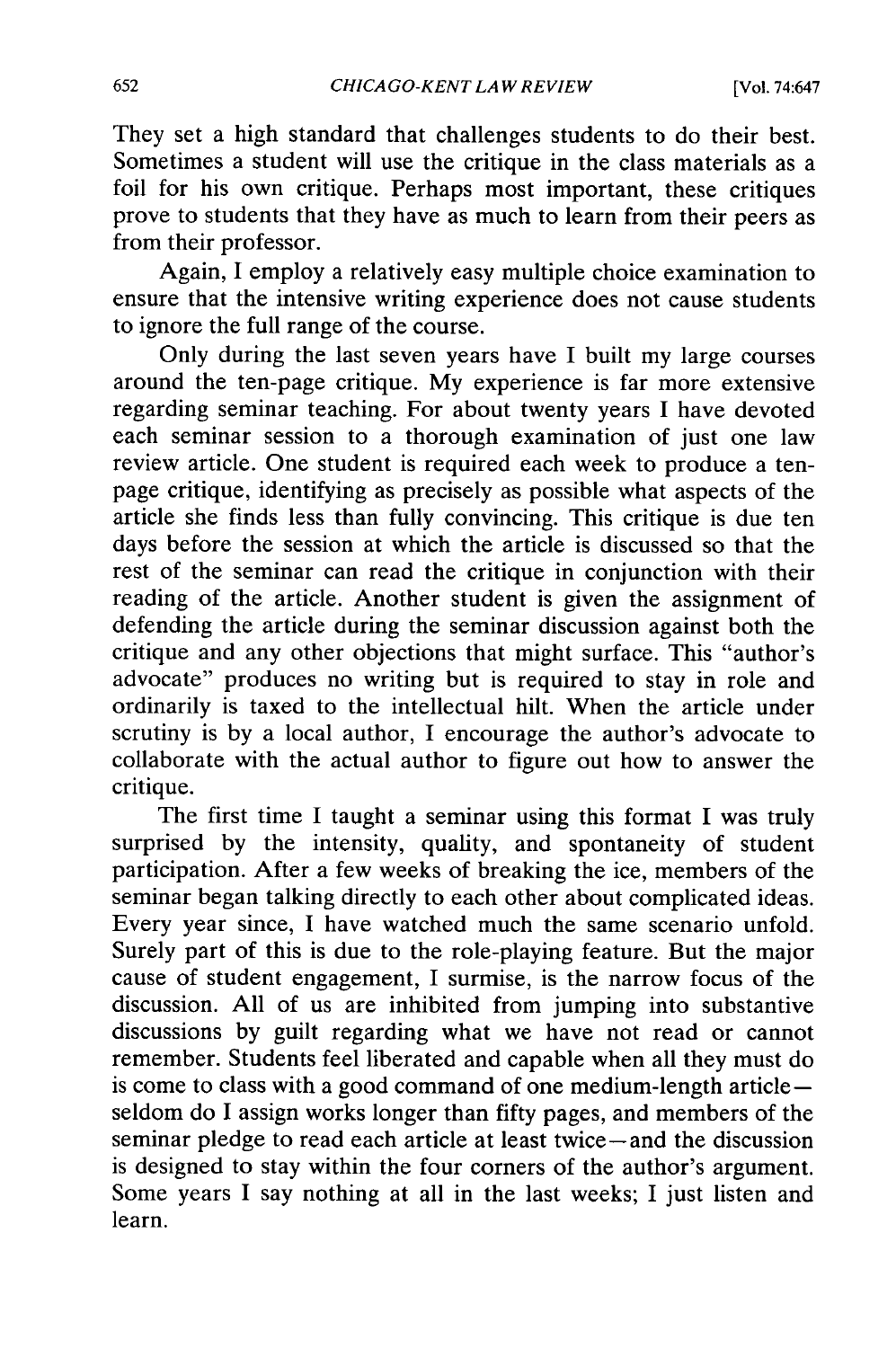They set a high standard that challenges students to do their best. Sometimes a student will use the critique in the class materials as a foil for his own critique. Perhaps most important, these critiques prove to students that they have as much to learn from their peers as from their professor.

Again, I employ a relatively easy multiple choice examination to ensure that the intensive writing experience does not cause students to ignore the full range of the course.

Only during the last seven years have I built my large courses around the ten-page critique. My experience is far more extensive regarding seminar teaching. For about twenty years I have devoted each seminar session to a thorough examination of just one law review article. One student is required each week to produce a ten-page critique, identifying as precisely as possible what aspects of the article she finds less than fully convincing. This critique is due ten days before the session at which the article is discussed so that the rest of the seminar can read the critique in conjunction with their reading of the article. Another student is given the assignment of defending the article during the seminar discussion against both the critique and any other objections that might surface. This "author's advocate" produces no writing but is required to stay in role and ordinarily is taxed to the intellectual hilt. When the article under scrutiny is by a local author, I encourage the author's advocate to collaborate with the actual author to figure out how to answer the critique.

The first time I taught a seminar using this format I was truly surprised by the intensity, quality, and spontaneity of student participation. After a few weeks of breaking the ice, members of the seminar began talking directly to each other about complicated ideas. Every year since, I have watched much the same scenario unfold. Surely part of this is due to the role-playing feature. But the major cause of student engagement, I surmise, is the narrow focus of the discussion. All of us are inhibited from jumping into substantive discussions by guilt regarding what we have not read or cannot remember. Students feel liberated and capable when all they must do is come to class with a good command of one medium-length article—seldom do I assign works longer than fifty pages, and members of the seminar pledge to read each article at least twice—and the discussion is designed to stay within the four corners of the author's argument. Some years I say nothing at all in the last weeks; I just listen and learn.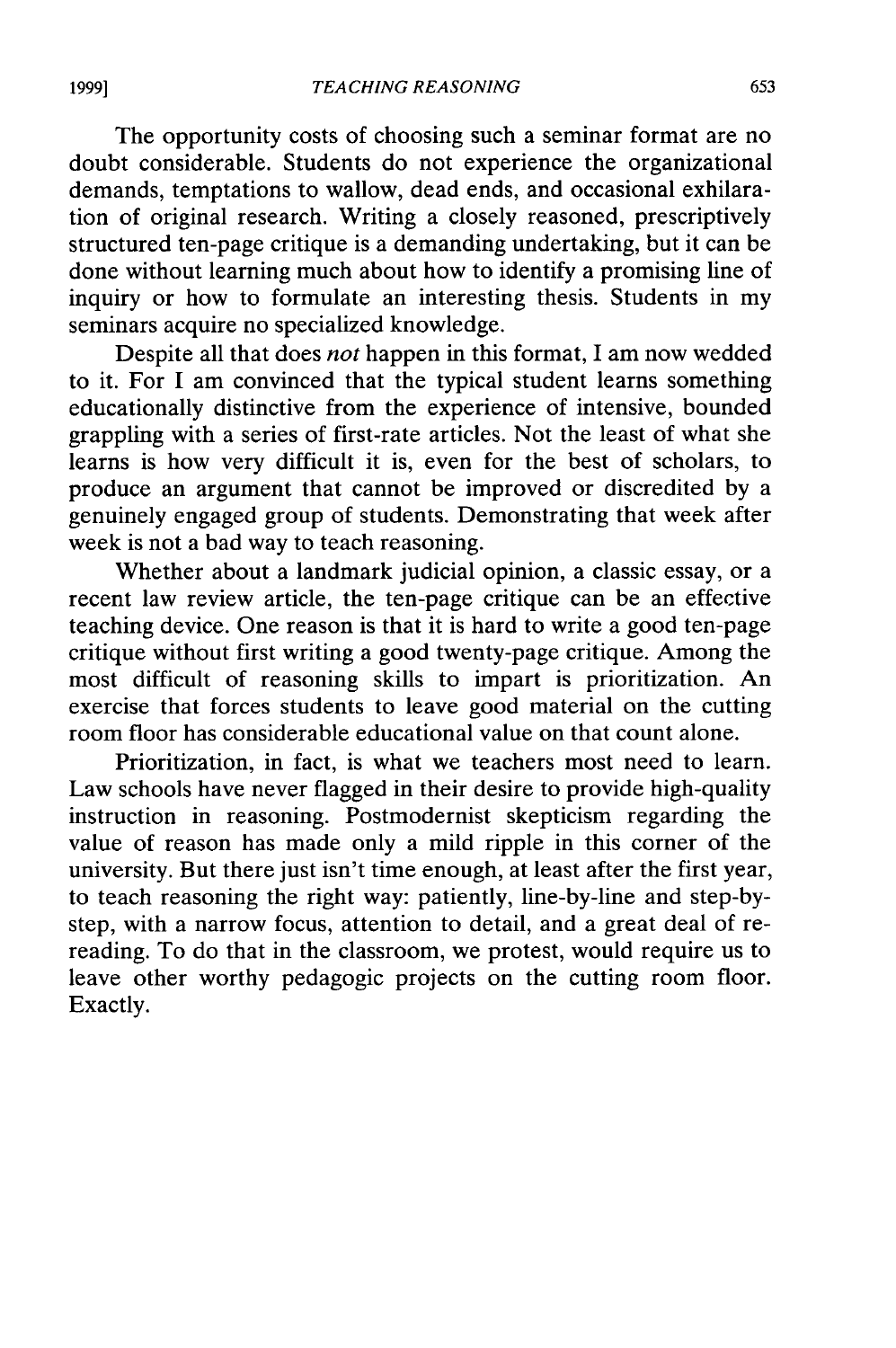The opportunity costs of choosing such a seminar format are no doubt considerable. Students do not experience the organizational demands, temptations to wallow, dead ends, and occasional exhilaration of original research. Writing a closely reasoned, prescriptively structured ten-page critique is a demanding undertaking, but it can be done without learning much about how to identify a promising line of inquiry or how to formulate an interesting thesis. Students in my seminars acquire no specialized knowledge.

Despite all that does *not* happen in this format, I am now wedded to it. For I am convinced that the typical student learns something educationally distinctive from the experience of intensive, bounded grappling with a series of first-rate articles. Not the least of what she learns is how very difficult it is, even for the best of scholars, to produce an argument that cannot be improved or discredited by a genuinely engaged group of students. Demonstrating that week after week is not a bad way to teach reasoning.

Whether about a landmark judicial opinion, a classic essay, or a recent law review article, the ten-page critique can be an effective teaching device. One reason is that it is hard to write a good ten-page critique without first writing a good twenty-page critique. Among the most difficult of reasoning skills to impart is prioritization. An exercise that forces students to leave good material on the cutting room floor has considerable educational value on that count alone.

Prioritization, in fact, is what we teachers most need to learn. Law schools have never flagged in their desire to provide high-quality instruction in reasoning. Postmodernist skepticism regarding the value of reason has made only a mild ripple in this corner of the university. But there just isn't time enough, at least after the first year, to teach reasoning the right way: patiently, line-by-line and step-by-step, with a narrow focus, attention to detail, and a great deal of re-reading. To do that in the classroom, we protest, would require us to leave other worthy pedagogic projects on the cutting room floor. Exactly.